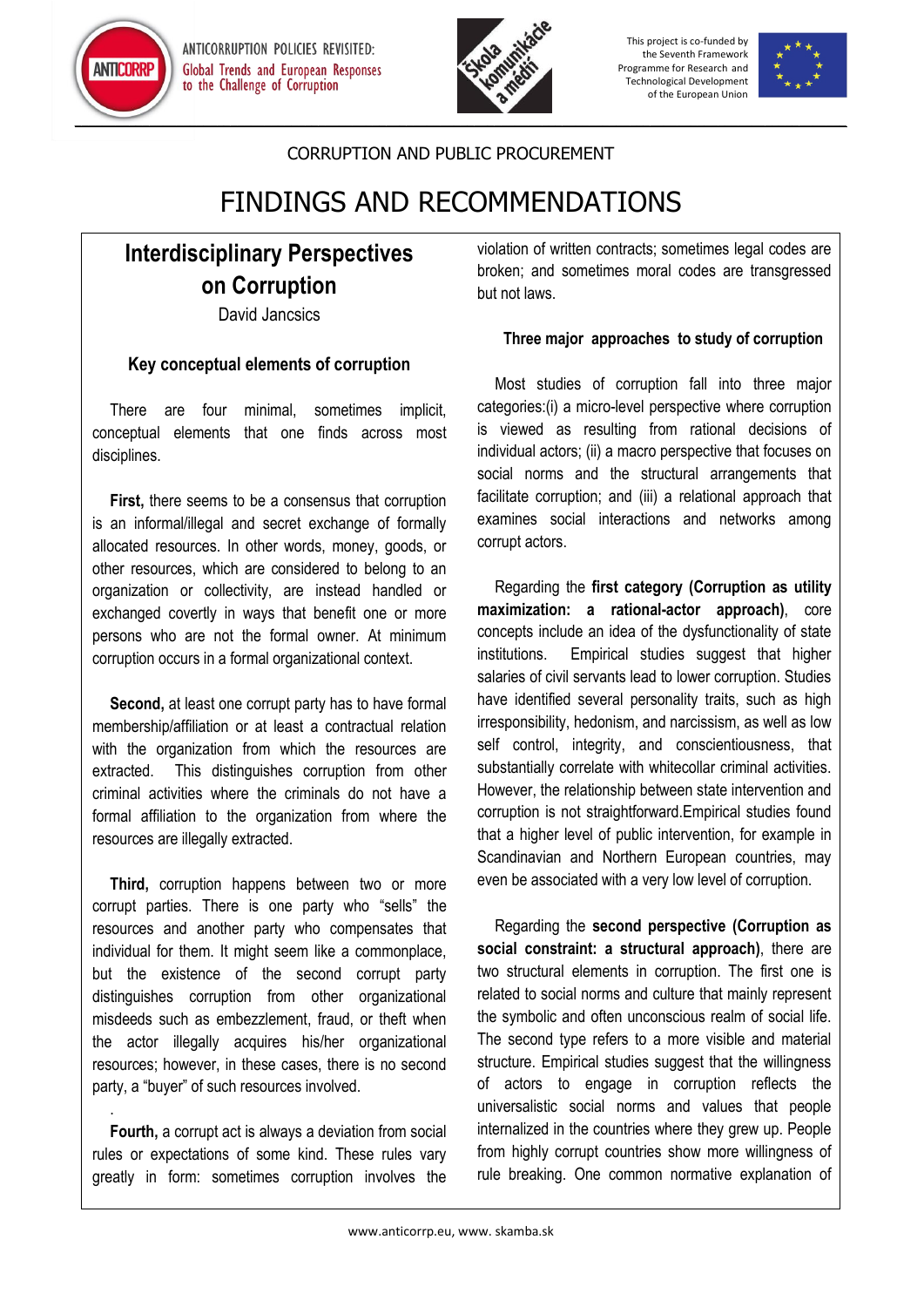CORRUPTION AND PUBLIC PROCUREMENT

# FINDINGS AND RECOMMENDATIONS

## Interdisciplinary Perspectives on Corruption

David Jancsics

### Key conceptual elements of corruption

There are four minimal, sometimes implicit, conceptual elements that one finds across most disciplines.

**First,** there seems to be a consensus that corruption is an informal/illegal and secret exchange of formally allocated resources. In other words, money, goods, or other resources, which are considered to belong to an organization or collectivity, are instead handled or exchanged covertly in ways that benefit one or more persons who are not the formal owner. At minimum corruption occurs in a formal organizational context.

**Second,** at least one corrupt party has to have formal membership/affiliation or at least a contractual relation with the organization from which the resources are extracted. This distinguishes corruption from other criminal activities where the criminals do not have a formal affiliation to the organization from where the resources are illegally extracted.

**Third,** corruption happens between two or more corrupt parties. There is one party who "sells" the resources and another party who compensates that individual for them. It might seem like a commonplace, but the existence of the second corrupt party distinguishes corruption from other organizational misdeeds such as embezzlement, fraud, or theft when the actor illegally acquires his/her organizational resources; however, in these cases, there is no second party, a "buyer" of such resources involved.

**Fourth,** a corrupt act is always a deviation from social rules or expectations of some kind. These rules vary greatly in form: sometimes corruption involves the violation of written contracts; sometimes legal codes are broken; and sometimes moral codes are transgressed but not laws.

### Three major approaches to study of corruption

Most studies of corruption fall into three major categories:(i) a micro-level perspective where corruption is viewed as resulting from rational decisions of individual actors; (ii) a macro perspective that focuses on social norms and the structural arrangements that facilitate corruption; and (iii) a relational approach that examines social interactions and networks among corrupt actors.

Regarding the **first category (Corruption as utility maximization: a rational-actor approach)**, core concepts include an idea of the dysfunctionality of state institutions. Empirical studies suggest that higher salaries of civil servants lead to lower corruption. Studies have identified several personality traits, such as high irresponsibility, hedonism, and narcissism, as well as low self control, integrity, and conscientiousness, that substantially correlate with whitecollar criminal activities. However, the relationship between state intervention and corruption is not straightforward.Empirical studies found that a higher level of public intervention, for example in Scandinavian and Northern European countries, may even be associated with a very low level of corruption.

Regarding the **second perspective (Corruption as social constraint: a structural approach)**, there are two structural elements in corruption. The first one is related to social norms and culture that mainly represent the symbolic and often unconscious realm of social life. The second type refers to a more visible and material structure. Empirical studies suggest that the willingness of actors to engage in corruption reflects the universalistic social norms and values that people internalized in the countries where they grew up. People from highly corrupt countries show more willingness of rule breaking. One common normative explanation of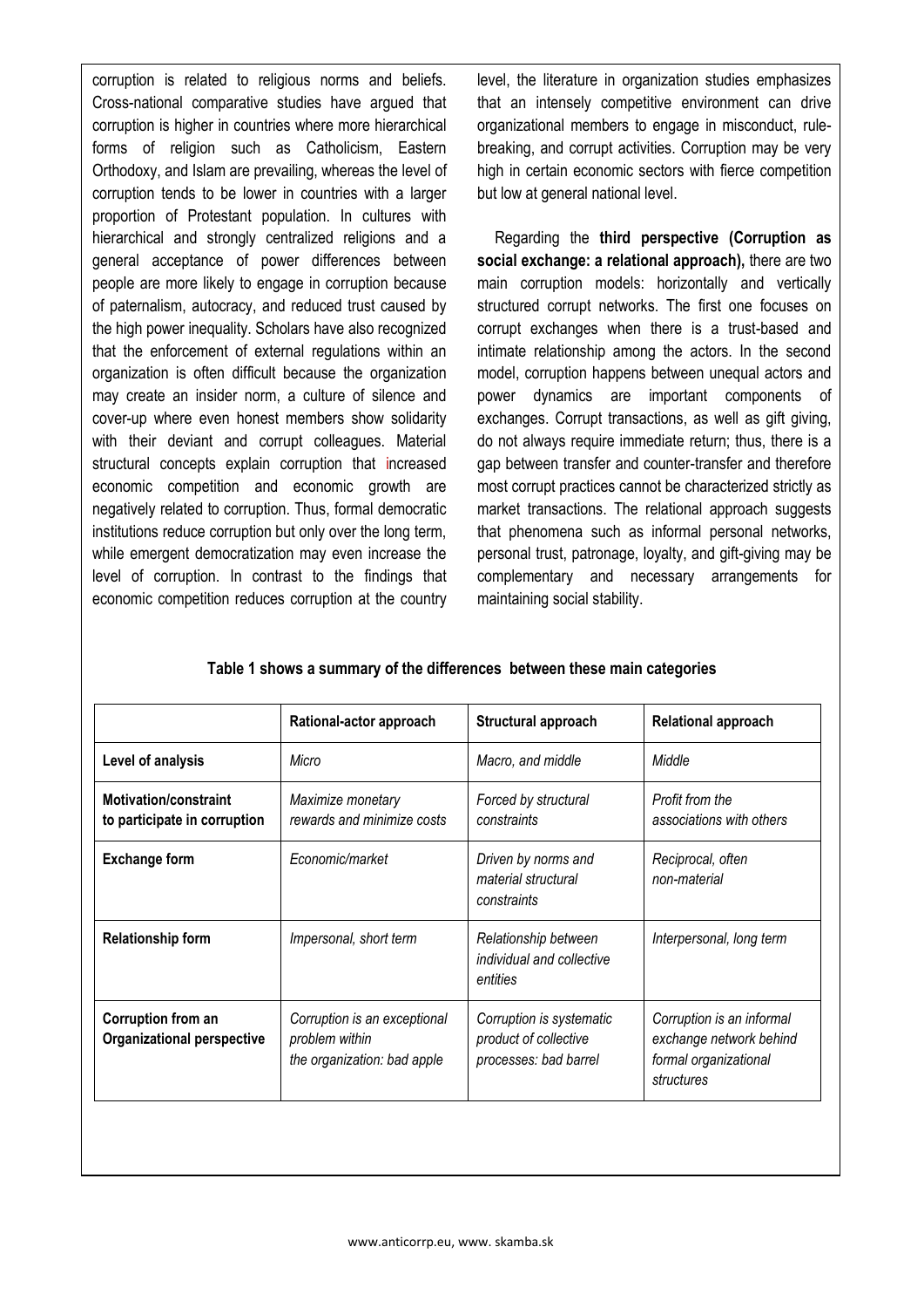corruption is related to religious norms and beliefs. Cross-national comparative studies have argued that corruption is higher in countries where more hierarchical forms of religion such as Catholicism, Eastern Orthodoxy, and Islam are prevailing, whereas the level of corruption tends to be lower in countries with a larger proportion of Protestant population. In cultures with hierarchical and strongly centralized religions and a general acceptance of power differences between people are more likely to engage in corruption because of paternalism, autocracy, and reduced trust caused by the high power inequality. Scholars have also recognized that the enforcement of external regulations within an organization is often difficult because the organization may create an insider norm, a culture of silence and cover-up where even honest members show solidarity with their deviant and corrupt colleagues. Material structural concepts explain corruption that increased economic competition and economic growth are negatively related to corruption. Thus, formal democratic institutions reduce corruption but only over the long term, while emergent democratization may even increase the level of corruption. In contrast to the findings that economic competition reduces corruption at the country level, the literature in organization studies emphasizes that an intensely competitive environment can drive organizational members to engage in misconduct, rule-breaking, and corrupt activities. Corruption may be very high in certain economic sectors with fierce competition but low at general national level.

Regarding the **third perspective (Corruption as social exchange: a relational approach),** there are two main corruption models: horizontally and vertically structured corrupt networks. The first one focuses on corrupt exchanges when there is a trust-based and intimate relationship among the actors. In the second model, corruption happens between unequal actors and power dynamics are important components of exchanges. Corrupt transactions, as well as gift giving, do not always require immediate return; thus, there is a gap between transfer and counter-transfer and therefore most corrupt practices cannot be characterized strictly as market transactions. The relational approach suggests that phenomena such as informal personal networks, personal trust, patronage, loyalty, and gift-giving may be complementary and necessary arrangements for maintaining social stability.

**Table 1 shows a summary of the differences between these main categories**

| | Rational-actor approach | Structural approach | Relational approach |
|---|---|---|---|
| **Level of analysis** | *Micro* | *Macro, and middle* | *Middle* |
| **Motivation/constraint to participate in corruption** | *Maximize monetary rewards and minimize costs* | *Forced by structural constraints* | *Profit from the associations with others* |
| **Exchange form** | *Economic/market* | *Driven by norms and material structural constraints* | *Reciprocal, often non-material* |
| **Relationship form** | *Impersonal, short term* | *Relationship between individual and collective entities* | *Interpersonal, long term* |
| **Corruption from an Organizational perspective** | *Corruption is an exceptional problem within the organization: bad apple* | *Corruption is systematic product of collective processes: bad barrel* | *Corruption is an informal exchange network behind formal organizational structures* |